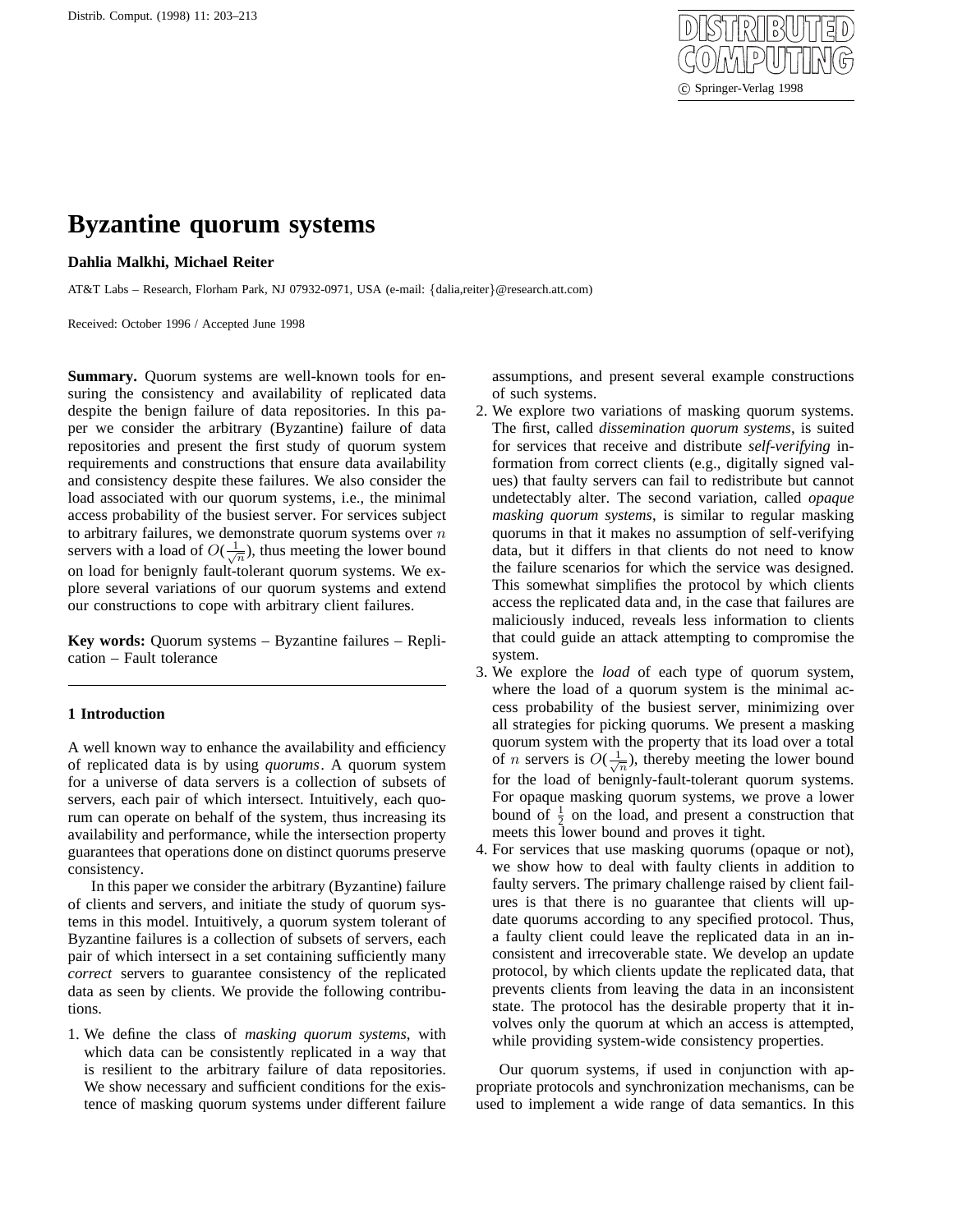# Byzantine quorum systems

**Dahlia Malkhi, Michael Reiter**

AT&T Labs – Research, Florham Park, NJ 07932-0971, USA (e-mail: {dalia,reiter}@research.att.com)

Received: October 1996 / Accepted June 1998

**Summary.** Quorum systems are well-known tools for ensuring the consistency and availability of replicated data despite the benign failure of data repositories. In this paper we consider the arbitrary (Byzantine) failure of data repositories and present the first study of quorum system requirements and constructions that ensure data availability and consistency despite these failures. We also consider the load associated with our quorum systems, i.e., the minimal access probability of the busiest server. For services subject to arbitrary failures, we demonstrate quorum systems over $n$ servers with a load of $O(\frac{1}{\sqrt{n}})$, thus meeting the lower bound on load for benignly fault-tolerant quorum systems. We explore several variations of our quorum systems and extend our constructions to cope with arbitrary client failures.

**Key words:** Quorum systems – Byzantine failures – Replication – Fault tolerance

## 1 Introduction

A well known way to enhance the availability and efficiency of replicated data is by using *quorums*. A quorum system for a universe of data servers is a collection of subsets of servers, each pair of which intersect. Intuitively, each quorum can operate on behalf of the system, thus increasing its availability and performance, while the intersection property guarantees that operations done on distinct quorums preserve consistency.

In this paper we consider the arbitrary (Byzantine) failure of clients and servers, and initiate the study of quorum systems in this model. Intuitively, a quorum system tolerant of Byzantine failures is a collection of subsets of servers, each pair of which intersect in a set containing sufficiently many *correct* servers to guarantee consistency of the replicated data as seen by clients. We provide the following contributions.

1. We define the class of *masking quorum systems*, with which data can be consistently replicated in a way that is resilient to the arbitrary failure of data repositories. We show necessary and sufficient conditions for the existence of masking quorum systems under different failure assumptions, and present several example constructions of such systems.
2. We explore two variations of masking quorum systems. The first, called *dissemination quorum systems*, is suited for services that receive and distribute *self-verifying* information from correct clients (e.g., digitally signed values) that faulty servers can fail to redistribute but cannot undetectably alter. The second variation, called *opaque masking quorum systems*, is similar to regular masking quorums in that it makes no assumption of self-verifying data, but it differs in that clients do not need to know the failure scenarios for which the service was designed. This somewhat simplifies the protocol by which clients access the replicated data and, in the case that failures are maliciously induced, reveals less information to clients that could guide an attack attempting to compromise the system.
3. We explore the *load* of each type of quorum system, where the load of a quorum system is the minimal access probability of the busiest server, minimizing over all strategies for picking quorums. We present a masking quorum system with the property that its load over a total of $n$ servers is $O(\frac{1}{\sqrt{n}})$, thereby meeting the lower bound for the load of benignly-fault-tolerant quorum systems. For opaque masking quorum systems, we prove a lower bound of $\frac{1}{2}$ on the load, and present a construction that meets this lower bound and proves it tight.
4. For services that use masking quorums (opaque or not), we show how to deal with faulty clients in addition to faulty servers. The primary challenge raised by client failures is that there is no guarantee that clients will update quorums according to any specified protocol. Thus, a faulty client could leave the replicated data in an inconsistent and irrecoverable state. We develop an update protocol, by which clients update the replicated data, that prevents clients from leaving the data in an inconsistent state. The protocol has the desirable property that it involves only the quorum at which an access is attempted, while providing system-wide consistency properties.

Our quorum systems, if used in conjunction with appropriate protocols and synchronization mechanisms, can be used to implement a wide range of data semantics. In this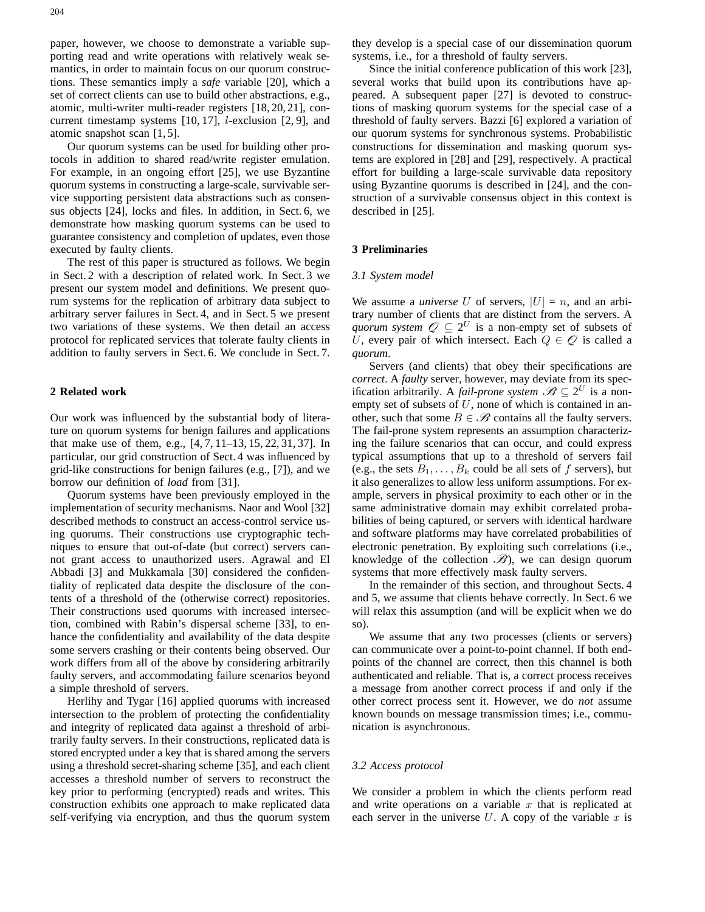paper, however, we choose to demonstrate a variable supporting read and write operations with relatively weak semantics, in order to maintain focus on our quorum constructions. These semantics imply a *safe* variable [20], which a set of correct clients can use to build other abstractions, e.g., atomic, multi-writer multi-reader registers [18, 20, 21], concurrent timestamp systems [10, 17], $l$-exclusion [2, 9], and atomic snapshot scan [1, 5].

Our quorum systems can be used for building other protocols in addition to shared read/write register emulation. For example, in an ongoing effort [25], we use Byzantine quorum systems in constructing a large-scale, survivable service supporting persistent data abstractions such as consensus objects [24], locks and files. In addition, in Sect. 6, we demonstrate how masking quorum systems can be used to guarantee consistency and completion of updates, even those executed by faulty clients.

The rest of this paper is structured as follows. We begin in Sect. 2 with a description of related work. In Sect. 3 we present our system model and definitions. We present quorum systems for the replication of arbitrary data subject to arbitrary server failures in Sect. 4, and in Sect. 5 we present two variations of these systems. We then detail an access protocol for replicated services that tolerate faulty clients in addition to faulty servers in Sect. 6. We conclude in Sect. 7.

## 2 Related work

Our work was influenced by the substantial body of literature on quorum systems for benign failures and applications that make use of them, e.g., [4, 7, 11–13, 15, 22, 31, 37]. In particular, our grid construction of Sect. 4 was influenced by grid-like constructions for benign failures (e.g., [7]), and we borrow our definition of *load* from [31].

Quorum systems have been previously employed in the implementation of security mechanisms. Naor and Wool [32] described methods to construct an access-control service using quorums. Their constructions use cryptographic techniques to ensure that out-of-date (but correct) servers cannot grant access to unauthorized users. Agrawal and El Abbadi [3] and Mukkamala [30] considered the confidentiality of replicated data despite the disclosure of the contents of a threshold of the (otherwise correct) repositories. Their constructions used quorums with increased intersection, combined with Rabin's dispersal scheme [33], to enhance the confidentiality and availability of the data despite some servers crashing or their contents being observed. Our work differs from all of the above by considering arbitrarily faulty servers, and accommodating failure scenarios beyond a simple threshold of servers.

Herlihy and Tygar [16] applied quorums with increased intersection to the problem of protecting the confidentiality and integrity of replicated data against a threshold of arbitrarily faulty servers. In their constructions, replicated data is stored encrypted under a key that is shared among the servers using a threshold secret-sharing scheme [35], and each client accesses a threshold number of servers to reconstruct the key prior to performing (encrypted) reads and writes. This construction exhibits one approach to make replicated data self-verifying via encryption, and thus the quorum system they develop is a special case of our dissemination quorum systems, i.e., for a threshold of faulty servers.

Since the initial conference publication of this work [23], several works that build upon its contributions have appeared. A subsequent paper [27] is devoted to constructions of masking quorum systems for the special case of a threshold of faulty servers. Bazzi [6] explored a variation of our quorum systems for synchronous systems. Probabilistic constructions for dissemination and masking quorum systems are explored in [28] and [29], respectively. A practical effort for building a large-scale survivable data repository using Byzantine quorums is described in [24], and the construction of a survivable consensus object in this context is described in [25].

## 3 Preliminaries

### 3.1 System model

We assume a *universe* $U$ of servers, $|U| = n$, and an arbitrary number of clients that are distinct from the servers. A *quorum system* $\mathcal{Q} \subseteq 2^U$ is a non-empty set of subsets of $U$, every pair of which intersect. Each $Q \in \mathcal{Q}$ is called a *quorum*.

Servers (and clients) that obey their specifications are *correct*. A *faulty* server, however, may deviate from its specification arbitrarily. A *fail-prone system* $\mathcal{B} \subseteq 2^U$ is a non-empty set of subsets of $U$, none of which is contained in another, such that some $B \in \mathcal{B}$ contains all the faulty servers. The fail-prone system represents an assumption characterizing the failure scenarios that can occur, and could express typical assumptions that up to a threshold of servers fail (e.g., the sets $B_1, \ldots, B_k$ could be all sets of $f$ servers), but it also generalizes to allow less uniform assumptions. For example, servers in physical proximity to each other or in the same administrative domain may exhibit correlated probabilities of being captured, or servers with identical hardware and software platforms may have correlated probabilities of electronic penetration. By exploiting such correlations (i.e., knowledge of the collection $\mathcal{B}$), we can design quorum systems that more effectively mask faulty servers.

In the remainder of this section, and throughout Sects. 4 and 5, we assume that clients behave correctly. In Sect. 6 we will relax this assumption (and will be explicit when we do so).

We assume that any two processes (clients or servers) can communicate over a point-to-point channel. If both endpoints of the channel are correct, then this channel is both authenticated and reliable. That is, a correct process receives a message from another correct process if and only if the other correct process sent it. However, we do *not* assume known bounds on message transmission times; i.e., communication is asynchronous.

### 3.2 Access protocol

We consider a problem in which the clients perform read and write operations on a variable $x$ that is replicated at each server in the universe $U$. A copy of the variable $x$ is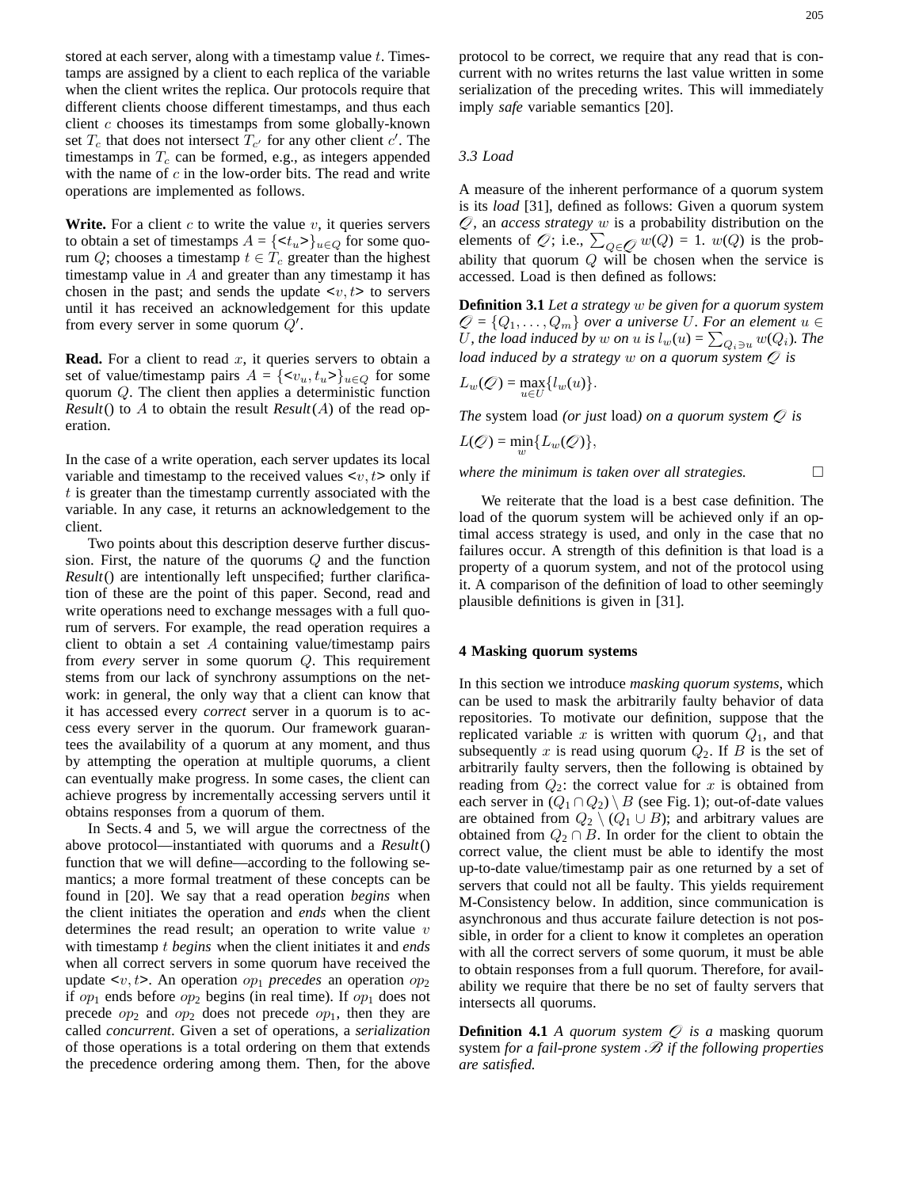stored at each server, along with a timestamp value $t$. Timestamps are assigned by a client to each replica of the variable when the client writes the replica. Our protocols require that different clients choose different timestamps, and thus each client $c$ chooses its timestamps from some globally-known set $T_c$ that does not intersect $T_{c'}$ for any other client $c'$. The timestamps in $T_c$ can be formed, e.g., as integers appended with the name of $c$ in the low-order bits. The read and write operations are implemented as follows.

**Write.** For a client $c$ to write the value $v$, it queries servers to obtain a set of timestamps $A = \{<t_u>\}_{u \in Q}$ for some quorum $Q$; chooses a timestamp $t \in T_c$ greater than the highest timestamp value in $A$ and greater than any timestamp it has chosen in the past; and sends the update $<v, t>$ to servers until it has received an acknowledgement for this update from every server in some quorum $Q'$.

**Read.** For a client to read $x$, it queries servers to obtain a set of value/timestamp pairs $A = \{<v_u, t_u>\}_{u \in Q}$ for some quorum $Q$. The client then applies a deterministic function *Result*() to $A$ to obtain the result *Result*$(A)$ of the read operation.

In the case of a write operation, each server updates its local variable and timestamp to the received values $<v, t>$ only if $t$ is greater than the timestamp currently associated with the variable. In any case, it returns an acknowledgement to the client.

Two points about this description deserve further discussion. First, the nature of the quorums $Q$ and the function *Result*() are intentionally left unspecified; further clarification of these are the point of this paper. Second, read and write operations need to exchange messages with a full quorum of servers. For example, the read operation requires a client to obtain a set $A$ containing value/timestamp pairs from *every* server in some quorum $Q$. This requirement stems from our lack of synchrony assumptions on the network: in general, the only way that a client can know that it has accessed every *correct* server in a quorum is to access every server in the quorum. Our framework guarantees the availability of a quorum at any moment, and thus by attempting the operation at multiple quorums, a client can eventually make progress. In some cases, the client can achieve progress by incrementally accessing servers until it obtains responses from a quorum of them.

In Sects. 4 and 5, we will argue the correctness of the above protocol—instantiated with quorums and a *Result*() function that we will define—according to the following semantics; a more formal treatment of these concepts can be found in [20]. We say that a read operation *begins* when the client initiates the operation and *ends* when the client determines the read result; an operation to write value $v$ with timestamp $t$ *begins* when the client initiates it and *ends* when all correct servers in some quorum have received the update $<v, t>$. An operation $op_1$ *precedes* an operation $op_2$ if $op_1$ ends before $op_2$ begins (in real time). If $op_1$ does not precede $op_2$ and $op_2$ does not precede $op_1$, then they are called *concurrent*. Given a set of operations, a *serialization* of those operations is a total ordering on them that extends the precedence ordering among them. Then, for the above protocol to be correct, we require that any read that is concurrent with no writes returns the last value written in some serialization of the preceding writes. This will immediately imply *safe* variable semantics [20].

### 3.3 Load

A measure of the inherent performance of a quorum system is its *load* [31], defined as follows: Given a quorum system $\mathcal{Q}$, an *access strategy* $w$ is a probability distribution on the elements of $\mathcal{Q}$; i.e., $\sum_{Q \in \mathcal{Q}} w(Q) = 1$. $w(Q)$ is the probability that quorum $Q$ will be chosen when the service is accessed. Load is then defined as follows:

**Definition 3.1** *Let a strategy $w$ be given for a quorum system $\mathcal{Q} = \{Q_1, \ldots, Q_m\}$ over a universe $U$. For an element $u \in U$, the load induced by $w$ on $u$ is $l_w(u) = \sum_{Q_i \ni u} w(Q_i)$. The load induced by a strategy $w$ on a quorum system $\mathcal{Q}$ is*

$$L_w(\mathcal{Q}) = \max_{u \in U}\{l_w(u)\}.$$

*The* system load *(or just* load*) on a quorum system $\mathcal{Q}$ is*

$$L(\mathcal{Q}) = \min_{w}\{L_w(\mathcal{Q})\},$$

*where the minimum is taken over all strategies.* □

We reiterate that the load is a best case definition. The load of the quorum system will be achieved only if an optimal access strategy is used, and only in the case that no failures occur. A strength of this definition is that load is a property of a quorum system, and not of the protocol using it. A comparison of the definition of load to other seemingly plausible definitions is given in [31].

## 4 Masking quorum systems

In this section we introduce *masking quorum systems*, which can be used to mask the arbitrarily faulty behavior of data repositories. To motivate our definition, suppose that the replicated variable $x$ is written with quorum $Q_1$, and that subsequently $x$ is read using quorum $Q_2$. If $B$ is the set of arbitrarily faulty servers, then the following is obtained by reading from $Q_2$: the correct value for $x$ is obtained from each server in $(Q_1 \cap Q_2) \setminus B$ (see Fig. 1); out-of-date values are obtained from $Q_2 \setminus (Q_1 \cup B)$; and arbitrary values are obtained from $Q_2 \cap B$. In order for the client to obtain the correct value, the client must be able to identify the most up-to-date value/timestamp pair as one returned by a set of servers that could not all be faulty. This yields requirement M-Consistency below. In addition, since communication is asynchronous and thus accurate failure detection is not possible, in order for a client to know it completes an operation with all the correct servers of some quorum, it must be able to obtain responses from a full quorum. Therefore, for availability we require that there be no set of faulty servers that intersects all quorums.

**Definition 4.1** *A quorum system $\mathcal{Q}$ is a* masking quorum system *for a fail-prone system $\mathcal{B}$ if the following properties are satisfied.*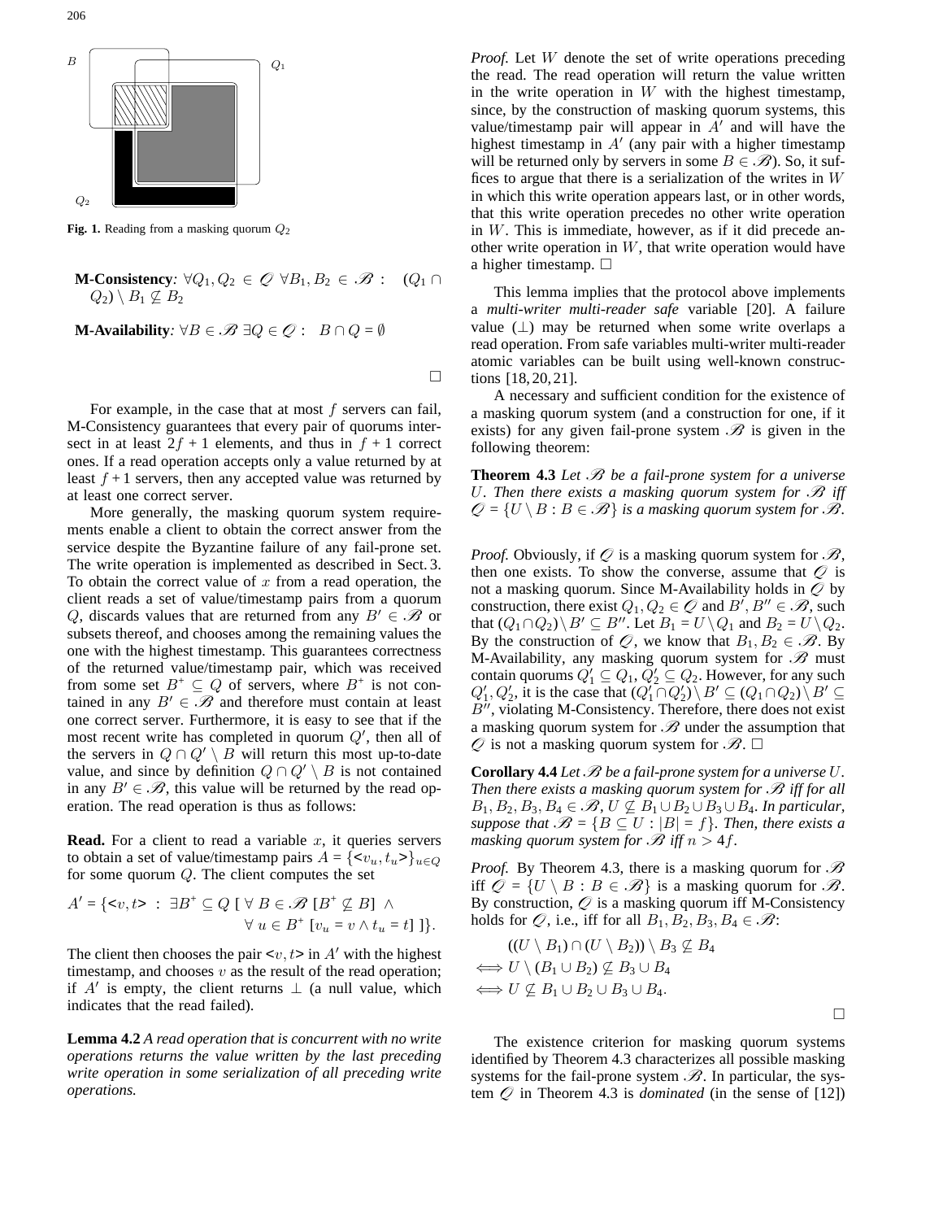**Fig. 1.** Reading from a masking quorum $Q_2$

**M-Consistency**: $\forall Q_1, Q_2 \in \mathscr{Q}\ \forall B_1, B_2 \in \mathscr{B}: \quad (Q_1 \cap Q_2) \setminus B_1 \not\subseteq B_2$

**M-Availability**: $\forall B \in \mathscr{B}\ \exists Q \in \mathscr{Q}: \quad B \cap Q = \emptyset$

□

For example, in the case that at most $f$ servers can fail, M-Consistency guarantees that every pair of quorums intersect in at least $2f + 1$ elements, and thus in $f + 1$ correct ones. If a read operation accepts only a value returned by at least $f + 1$ servers, then any accepted value was returned by at least one correct server.

More generally, the masking quorum system requirements enable a client to obtain the correct answer from the service despite the Byzantine failure of any fail-prone set. The write operation is implemented as described in Sect. 3. To obtain the correct value of $x$ from a read operation, the client reads a set of value/timestamp pairs from a quorum $Q$, discards values that are returned from any $B' \in \mathscr{B}$ or subsets thereof, and chooses among the remaining values the one with the highest timestamp. This guarantees correctness of the returned value/timestamp pair, which was received from some set $B^+ \subseteq Q$ of servers, where $B^+$ is not contained in any $B' \in \mathscr{B}$ and therefore must contain at least one correct server. Furthermore, it is easy to see that if the most recent write has completed in quorum $Q'$, then all of the servers in $Q \cap Q' \setminus B$ will return this most up-to-date value, and since by definition $Q \cap Q' \setminus B$ is not contained in any $B' \in \mathscr{B}$, this value will be returned by the read operation. The read operation is thus as follows:

**Read.** For a client to read a variable $x$, it queries servers to obtain a set of value/timestamp pairs $A = \{<v_u, t_u>\}_{u \in Q}$ for some quorum $Q$. The client computes the set

$$A' = \{<v, t> \ :\ \exists B^+ \subseteq Q\ [\ \forall B \in \mathscr{B}\ [B^+ \not\subseteq B]\ \wedge \ \forall\ u \in B^+\ [v_u = v \wedge t_u = t]\ ]\}.$$

The client then chooses the pair $<v, t>$ in $A'$ with the highest timestamp, and chooses $v$ as the result of the read operation; if $A'$ is empty, the client returns $\perp$ (a null value, which indicates that the read failed).

**Lemma 4.2** *A read operation that is concurrent with no write operations returns the value written by the last preceding write operation in some serialization of all preceding write operations.*

*Proof.* Let $W$ denote the set of write operations preceding the read. The read operation will return the value written in the write operation in $W$ with the highest timestamp, since, by the construction of masking quorum systems, this value/timestamp pair will appear in $A'$ and will have the highest timestamp in $A'$ (any pair with a higher timestamp will be returned only by servers in some $B \in \mathscr{B}$). So, it suffices to argue that there is a serialization of the writes in $W$ in which this write operation appears last, or in other words, that this write operation precedes no other write operation in $W$. This is immediate, however, as if it did precede another write operation in $W$, that write operation would have a higher timestamp. □

This lemma implies that the protocol above implements a *multi-writer multi-reader safe* variable [20]. A failure value ($\perp$) may be returned when some write overlaps a read operation. From safe variables multi-writer multi-reader atomic variables can be built using well-known constructions [18, 20, 21].

A necessary and sufficient condition for the existence of a masking quorum system (and a construction for one, if it exists) for any given fail-prone system $\mathscr{B}$ is given in the following theorem:

**Theorem 4.3** *Let $\mathscr{B}$ be a fail-prone system for a universe $U$. Then there exists a masking quorum system for $\mathscr{B}$ iff $\mathscr{Q} = \{U \setminus B : B \in \mathscr{B}\}$ is a masking quorum system for $\mathscr{B}$.*

*Proof.* Obviously, if $\mathscr{Q}$ is a masking quorum system for $\mathscr{B}$, then one exists. To show the converse, assume that $\mathscr{Q}$ is not a masking quorum. Since M-Availability holds in $\mathscr{Q}$ by construction, there exist $Q_1, Q_2 \in \mathscr{Q}$ and $B', B'' \in \mathscr{B}$, such that $(Q_1 \cap Q_2) \setminus B' \subseteq B''$. Let $B_1 = U \setminus Q_1$ and $B_2 = U \setminus Q_2$. By the construction of $\mathscr{Q}$, we know that $B_1, B_2 \in \mathscr{B}$. By M-Availability, any masking quorum system for $\mathscr{B}$ must contain quorums $Q'_1 \subseteq Q_1, Q'_2 \subseteq Q_2$. However, for any such $Q'_1, Q'_2$, it is the case that $(Q'_1 \cap Q'_2) \setminus B' \subseteq (Q_1 \cap Q_2) \setminus B' \subseteq B''$, violating M-Consistency. Therefore, there does not exist a masking quorum system for $\mathscr{B}$ under the assumption that $\mathscr{Q}$ is not a masking quorum system for $\mathscr{B}$. □

**Corollary 4.4** *Let $\mathscr{B}$ be a fail-prone system for a universe $U$. Then there exists a masking quorum system for $\mathscr{B}$ iff for all $B_1, B_2, B_3, B_4 \in \mathscr{B}$, $U \not\subseteq B_1 \cup B_2 \cup B_3 \cup B_4$. In particular, suppose that $\mathscr{B} = \{B \subseteq U : |B| = f\}$. Then, there exists a masking quorum system for $\mathscr{B}$ iff $n > 4f$.*

*Proof.* By Theorem 4.3, there is a masking quorum for $\mathscr{B}$ iff $\mathscr{Q} = \{U \setminus B : B \in \mathscr{B}\}$ is a masking quorum for $\mathscr{B}$. By construction, $\mathscr{Q}$ is a masking quorum iff M-Consistency holds for $\mathscr{Q}$, i.e., iff for all $B_1, B_2, B_3, B_4 \in \mathscr{B}$:

$$\begin{aligned} & ((U \setminus B_1) \cap (U \setminus B_2)) \setminus B_3 \not\subseteq B_4 \\ \iff & U \setminus (B_1 \cup B_2) \not\subseteq B_3 \cup B_4 \\ \iff & U \not\subseteq B_1 \cup B_2 \cup B_3 \cup B_4. \end{aligned}$$

□

The existence criterion for masking quorum systems identified by Theorem 4.3 characterizes all possible masking systems for the fail-prone system $\mathscr{B}$. In particular, the system $\mathscr{Q}$ in Theorem 4.3 is *dominated* (in the sense of [12])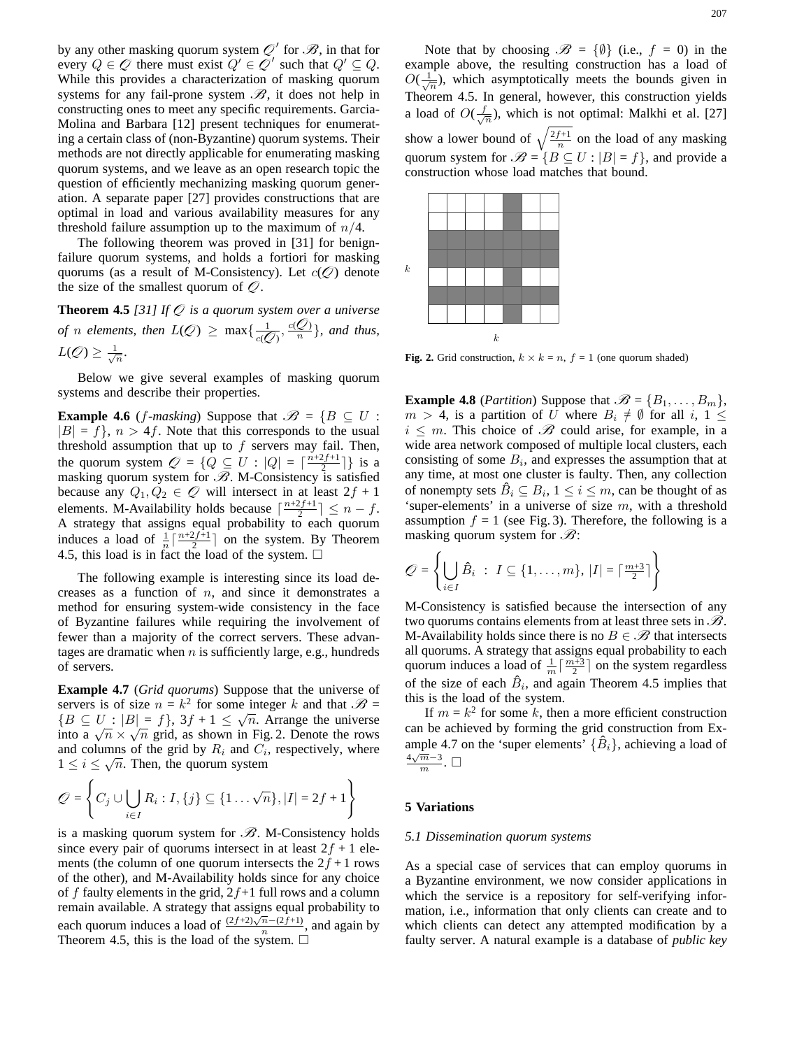by any other masking quorum system $\mathcal{Q}'$ for $\mathcal{B}$, in that for every $Q \in \mathcal{Q}$ there must exist $Q' \in \mathcal{Q}'$ such that $Q' \subseteq Q$. While this provides a characterization of masking quorum systems for any fail-prone system $\mathcal{B}$, it does not help in constructing ones to meet any specific requirements. Garcia-Molina and Barbara [12] present techniques for enumerating a certain class of (non-Byzantine) quorum systems. Their methods are not directly applicable for enumerating masking quorum systems, and we leave as an open research topic the question of efficiently mechanizing masking quorum generation. A separate paper [27] provides constructions that are optimal in load and various availability measures for any threshold failure assumption up to the maximum of $n/4$.

The following theorem was proved in [31] for benign-failure quorum systems, and holds a fortiori for masking quorums (as a result of M-Consistency). Let $c(\mathcal{Q})$ denote the size of the smallest quorum of $\mathcal{Q}$.

**Theorem 4.5** *[31] If $\mathcal{Q}$ is a quorum system over a universe of $n$ elements, then $L(\mathcal{Q}) \geq \max\{\frac{1}{c(\mathcal{Q})}, \frac{c(\mathcal{Q})}{n}\}$, and thus, $L(\mathcal{Q}) \geq \frac{1}{\sqrt{n}}$.*

Below we give several examples of masking quorum systems and describe their properties.

**Example 4.6** (*$f$-masking*) Suppose that $\mathcal{B} = \{B \subseteq U : |B| = f\}$, $n > 4f$. Note that this corresponds to the usual threshold assumption that up to $f$ servers may fail. Then, the quorum system $\mathcal{Q} = \{Q \subseteq U : |Q| = \lceil \frac{n+2f+1}{2} \rceil\}$ is a masking quorum system for $\mathcal{B}$. M-Consistency is satisfied because any $Q_1, Q_2 \in \mathcal{Q}$ will intersect in at least $2f+1$ elements. M-Availability holds because $\lceil \frac{n+2f+1}{2} \rceil \leq n - f$. A strategy that assigns equal probability to each quorum induces a load of $\frac{1}{n}\lceil \frac{n+2f+1}{2} \rceil$ on the system. By Theorem 4.5, this load is in fact the load of the system. □

The following example is interesting since its load decreases as a function of $n$, and since it demonstrates a method for ensuring system-wide consistency in the face of Byzantine failures while requiring the involvement of fewer than a majority of the correct servers. These advantages are dramatic when $n$ is sufficiently large, e.g., hundreds of servers.

**Example 4.7** (*Grid quorums*) Suppose that the universe of servers is of size $n = k^2$ for some integer $k$ and that $\mathcal{B} = \{B \subseteq U : |B| = f\}$, $3f + 1 \leq \sqrt{n}$. Arrange the universe into a $\sqrt{n} \times \sqrt{n}$ grid, as shown in Fig. 2. Denote the rows and columns of the grid by $R_i$ and $C_i$, respectively, where $1 \leq i \leq \sqrt{n}$. Then, the quorum system

$$\mathcal{Q} = \left\{ C_j \cup \bigcup_{i \in I} R_i : I, \{j\} \subseteq \{1 \ldots \sqrt{n}\}, |I| = 2f+1 \right\}$$

is a masking quorum system for $\mathcal{B}$. M-Consistency holds since every pair of quorums intersect in at least $2f+1$ elements (the column of one quorum intersects the $2f+1$ rows of the other), and M-Availability holds since for any choice of $f$ faulty elements in the grid, $2f+1$ full rows and a column remain available. A strategy that assigns equal probability to each quorum induces a load of $\frac{(2f+2)\sqrt{n}-(2f+1)}{n}$, and again by Theorem 4.5, this is the load of the system. □

Note that by choosing $\mathcal{B} = \{\emptyset\}$ (i.e., $f = 0$) in the example above, the resulting construction has a load of $O(\frac{1}{\sqrt{n}})$, which asymptotically meets the bounds given in Theorem 4.5. In general, however, this construction yields a load of $O(\frac{f}{\sqrt{n}})$, which is not optimal: Malkhi et al. [27] show a lower bound of $\sqrt{\frac{2f+1}{n}}$ on the load of any masking quorum system for $\mathcal{B} = \{B \subseteq U : |B| = f\}$, and provide a construction whose load matches that bound.

**Fig. 2.** Grid construction, $k \times k = n$, $f = 1$ (one quorum shaded)

**Example 4.8** (*Partition*) Suppose that $\mathcal{B} = \{B_1, \ldots, B_m\}$, $m > 4$, is a partition of $U$ where $B_i \neq \emptyset$ for all $i$, $1 \leq i \leq m$. This choice of $\mathcal{B}$ could arise, for example, in a wide area network composed of multiple local clusters, each consisting of some $B_i$, and expresses the assumption that at any time, at most one cluster is faulty. Then, any collection of nonempty sets $\hat{B}_i \subseteq B_i$, $1 \leq i \leq m$, can be thought of as 'super-elements' in a universe of size $m$, with a threshold assumption $f = 1$ (see Fig. 3). Therefore, the following is a masking quorum system for $\mathcal{B}$:

$$\mathcal{Q} = \left\{ \bigcup_{i \in I} \hat{B}_i \;:\; I \subseteq \{1, \ldots, m\}, |I| = \lceil \tfrac{m+3}{2} \rceil \right\}$$

M-Consistency is satisfied because the intersection of any two quorums contains elements from at least three sets in $\mathcal{B}$. M-Availability holds since there is no $B \in \mathcal{B}$ that intersects all quorums. A strategy that assigns equal probability to each quorum induces a load of $\frac{1}{m}\lceil \frac{m+3}{2} \rceil$ on the system regardless of the size of each $\hat{B}_i$, and again Theorem 4.5 implies that this is the load of the system.

If $m = k^2$ for some $k$, then a more efficient construction can be achieved by forming the grid construction from Example 4.7 on the 'super elements' $\{\hat{B}_i\}$, achieving a load of $\frac{4\sqrt{m}-3}{m}$. □

## 5 Variations

### 5.1 Dissemination quorum systems

As a special case of services that can employ quorums in a Byzantine environment, we now consider applications in which the service is a repository for self-verifying information, i.e., information that only clients can create and to which clients can detect any attempted modification by a faulty server. A natural example is a database of *public key*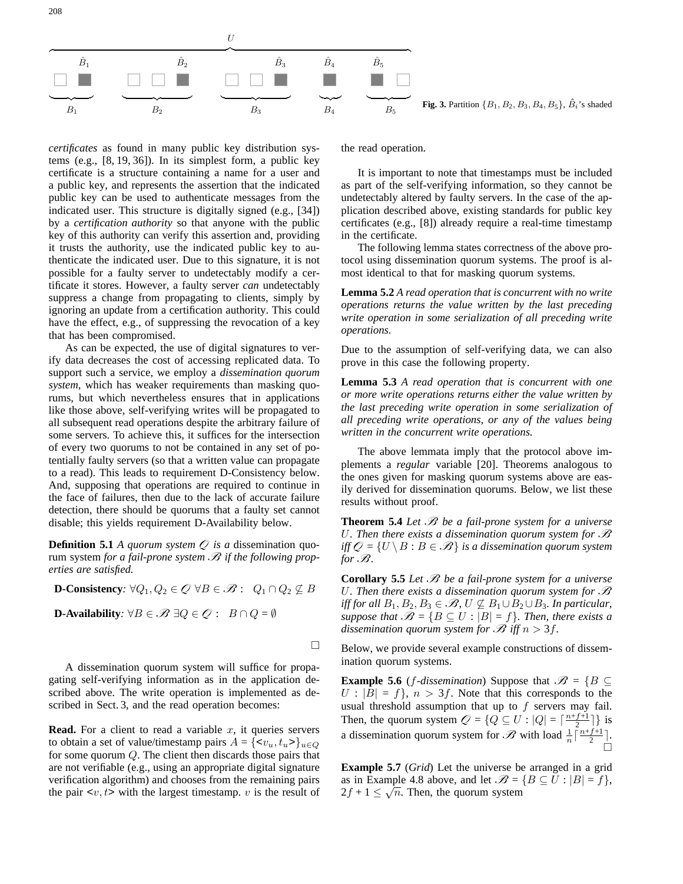Fig. 3. Partition $\{B_1, B_2, B_3, B_4, B_5\}$, $\hat{B}_i$'s shaded

*certificates* as found in many public key distribution systems (e.g., [8, 19, 36]). In its simplest form, a public key certificate is a structure containing a name for a user and a public key, and represents the assertion that the indicated public key can be used to authenticate messages from the indicated user. This structure is digitally signed (e.g., [34]) by a *certification authority* so that anyone with the public key of this authority can verify this assertion and, providing it trusts the authority, use the indicated public key to authenticate the indicated user. Due to this signature, it is not possible for a faulty server to undetectably modify a certificate it stores. However, a faulty server *can* undetectably suppress a change from propagating to clients, simply by ignoring an update from a certification authority. This could have the effect, e.g., of suppressing the revocation of a key that has been compromised.

As can be expected, the use of digital signatures to verify data decreases the cost of accessing replicated data. To support such a service, we employ a *dissemination quorum system*, which has weaker requirements than masking quorums, but which nevertheless ensures that in applications like those above, self-verifying writes will be propagated to all subsequent read operations despite the arbitrary failure of some servers. To achieve this, it suffices for the intersection of every two quorums to not be contained in any set of potentially faulty servers (so that a written value can propagate to a read). This leads to requirement D-Consistency below. And, supposing that operations are required to continue in the face of failures, then due to the lack of accurate failure detection, there should be quorums that a faulty set cannot disable; this yields requirement D-Availability below.

**Definition 5.1** *A quorum system* $\mathcal{Q}$ *is a* dissemination quorum system *for a fail-prone system* $\mathcal{B}$ *if the following properties are satisfied.*

**D-Consistency**: $\forall Q_1, Q_2 \in \mathcal{Q}\ \forall B \in \mathcal{B}: \quad Q_1 \cap Q_2 \not\subseteq B$

**D-Availability**: $\forall B \in \mathcal{B}\ \exists Q \in \mathcal{Q}: \quad B \cap Q = \emptyset$

□

A dissemination quorum system will suffice for propagating self-verifying information as in the application described above. The write operation is implemented as described in Sect. 3, and the read operation becomes:

**Read.** For a client to read a variable $x$, it queries servers to obtain a set of value/timestamp pairs $A = \{<v_u, t_u>\}_{u \in Q}$ for some quorum $Q$. The client then discards those pairs that are not verifiable (e.g., using an appropriate digital signature verification algorithm) and chooses from the remaining pairs the pair $<v, t>$ with the largest timestamp. $v$ is the result of the read operation.

It is important to note that timestamps must be included as part of the self-verifying information, so they cannot be undetectably altered by faulty servers. In the case of the application described above, existing standards for public key certificates (e.g., [8]) already require a real-time timestamp in the certificate.

The following lemma states correctness of the above protocol using dissemination quorum systems. The proof is almost identical to that for masking quorum systems.

**Lemma 5.2** *A read operation that is concurrent with no write operations returns the value written by the last preceding write operation in some serialization of all preceding write operations.*

Due to the assumption of self-verifying data, we can also prove in this case the following property.

**Lemma 5.3** *A read operation that is concurrent with one or more write operations returns either the value written by the last preceding write operation in some serialization of all preceding write operations, or any of the values being written in the concurrent write operations.*

The above lemmata imply that the protocol above implements a *regular* variable [20]. Theorems analogous to the ones given for masking quorum systems above are easily derived for dissemination quorums. Below, we list these results without proof.

**Theorem 5.4** *Let* $\mathcal{B}$ *be a fail-prone system for a universe* $U$*. Then there exists a dissemination quorum system for* $\mathcal{B}$ *iff* $\mathcal{Q} = \{U \setminus B : B \in \mathcal{B}\}$ *is a dissemination quorum system for* $\mathcal{B}$.

**Corollary 5.5** *Let* $\mathcal{B}$ *be a fail-prone system for a universe* $U$*. Then there exists a dissemination quorum system for* $\mathcal{B}$ *iff for all* $B_1, B_2, B_3 \in \mathcal{B}$, $U \not\subseteq B_1 \cup B_2 \cup B_3$*. In particular, suppose that* $\mathcal{B} = \{B \subseteq U : |B| = f\}$*. Then, there exists a dissemination quorum system for* $\mathcal{B}$ *iff* $n > 3f$.

Below, we provide several example constructions of dissemination quorum systems.

**Example 5.6** (*f-dissemination*) Suppose that $\mathcal{B} = \{B \subseteq U : |B| = f\}$, $n > 3f$. Note that this corresponds to the usual threshold assumption that up to $f$ servers may fail. Then, the quorum system $\mathcal{Q} = \{Q \subseteq U : |Q| = \lceil \frac{n+f+1}{2} \rceil\}$ is a dissemination quorum system for $\mathcal{B}$ with load $\frac{1}{n}\lceil \frac{n+f+1}{2} \rceil$. □

**Example 5.7** (*Grid*) Let the universe be arranged in a grid as in Example 4.8 above, and let $\mathcal{B} = \{B \subseteq U : |B| = f\}$, $2f + 1 \leq \sqrt{n}$. Then, the quorum system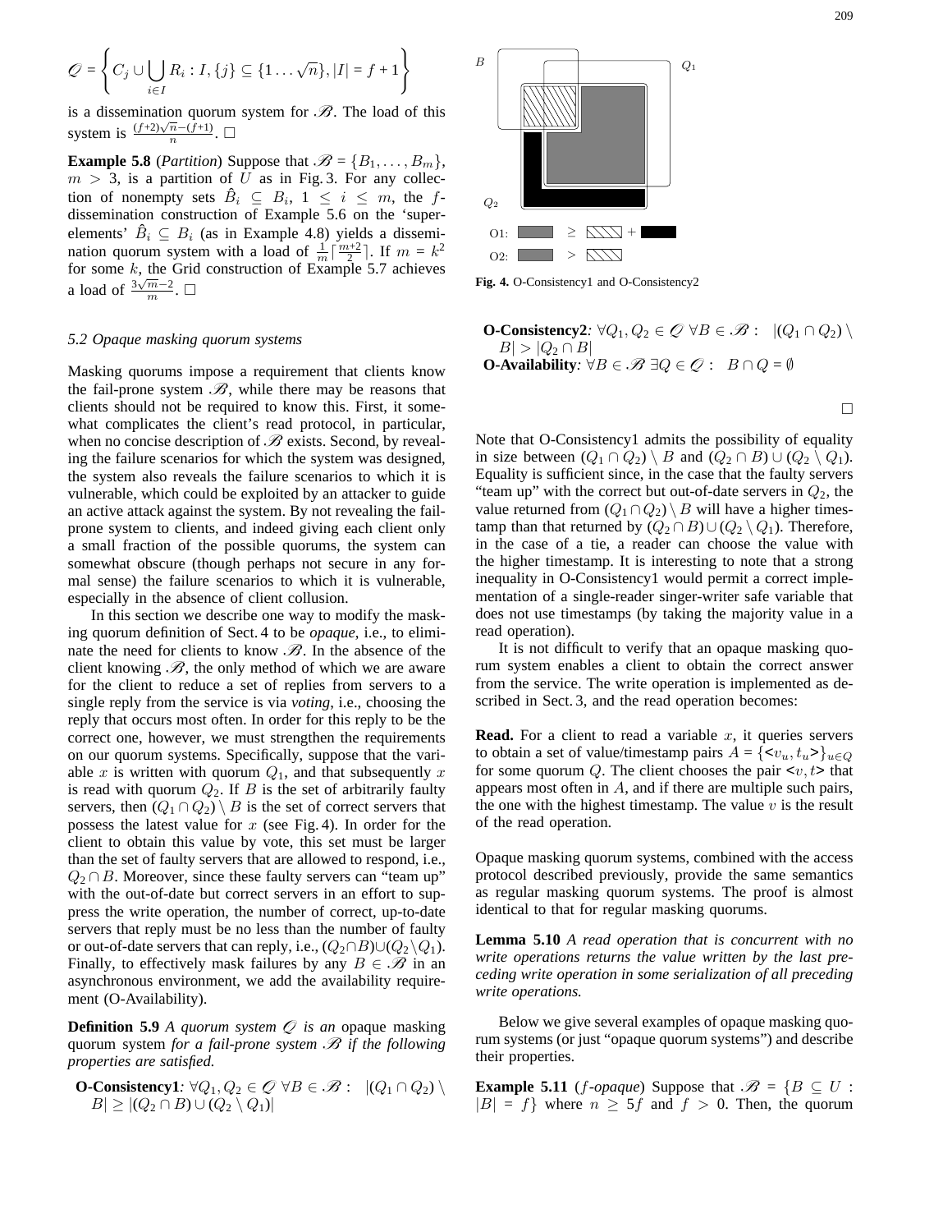$$\mathcal{Q} = \left\{ C_j \cup \bigcup_{i \in I} R_i : I, \{j\} \subseteq \{1 \ldots \sqrt{n}\}, |I| = f + 1 \right\}$$

is a dissemination quorum system for $\mathcal{B}$. The load of this system is $\frac{(f+2)\sqrt{n}-(f+1)}{n}$. □

**Example 5.8** (*Partition*) Suppose that $\mathcal{B} = \{B_1, \ldots, B_m\}$, $m > 3$, is a partition of $U$ as in Fig. 3. For any collection of nonempty sets $\hat{B}_i \subseteq B_i$, $1 \le i \le m$, the $f$-dissemination construction of Example 5.6 on the 'super-elements' $\hat{B}_i \subseteq B_i$ (as in Example 4.8) yields a dissemination quorum system with a load of $\frac{1}{m}\lceil \frac{m+2}{2} \rceil$. If $m = k^2$ for some $k$, the Grid construction of Example 5.7 achieves a load of $\frac{3\sqrt{m}-2}{m}$. □

### 5.2 Opaque masking quorum systems

Masking quorums impose a requirement that clients know the fail-prone system $\mathcal{B}$, while there may be reasons that clients should not be required to know this. First, it somewhat complicates the client's read protocol, in particular, when no concise description of $\mathcal{B}$ exists. Second, by revealing the failure scenarios for which the system was designed, the system also reveals the failure scenarios to which it is vulnerable, which could be exploited by an attacker to guide an active attack against the system. By not revealing the fail-prone system to clients, and indeed giving each client only a small fraction of the possible quorums, the system can somewhat obscure (though perhaps not secure in any formal sense) the failure scenarios to which it is vulnerable, especially in the absence of client collusion.

In this section we describe one way to modify the masking quorum definition of Sect. 4 to be *opaque*, i.e., to eliminate the need for clients to know $\mathcal{B}$. In the absence of the client knowing $\mathcal{B}$, the only method of which we are aware for the client to reduce a set of replies from servers to a single reply from the service is via *voting*, i.e., choosing the reply that occurs most often. In order for this reply to be the correct one, however, we must strengthen the requirements on our quorum systems. Specifically, suppose that the variable $x$ is written with quorum $Q_1$, and that subsequently $x$ is read with quorum $Q_2$. If $B$ is the set of arbitrarily faulty servers, then $(Q_1 \cap Q_2) \setminus B$ is the set of correct servers that possess the latest value for $x$ (see Fig. 4). In order for the client to obtain this value by vote, this set must be larger than the set of faulty servers that are allowed to respond, i.e., $Q_2 \cap B$. Moreover, since these faulty servers can "team up" with the out-of-date but correct servers in an effort to suppress the write operation, the number of correct, up-to-date servers that reply must be no less than the number of faulty or out-of-date servers that can reply, i.e., $(Q_2 \cap B) \cup (Q_2 \setminus Q_1)$. Finally, to effectively mask failures by any $B \in \mathcal{B}$ in an asynchronous environment, we add the availability requirement (O-Availability).

**Definition 5.9** *A quorum system $\mathcal{Q}$ is an* opaque masking quorum system *for a fail-prone system $\mathcal{B}$ if the following properties are satisfied.*

**O-Consistency1***:* $\forall Q_1, Q_2 \in \mathcal{Q}\ \forall B \in \mathcal{B} : \quad |(Q_1 \cap Q_2) \setminus B| \ge |(Q_2 \cap B) \cup (Q_2 \setminus Q_1)|$

**Fig. 4.** O-Consistency1 and O-Consistency2

**O-Consistency2***:* $\forall Q_1, Q_2 \in \mathcal{Q}\ \forall B \in \mathcal{B} : \quad |(Q_1 \cap Q_2) \setminus B| > |Q_2 \cap B|$

**O-Availability***:* $\forall B \in \mathcal{B}\ \exists Q \in \mathcal{Q} : \quad B \cap Q = \emptyset$

□

Note that O-Consistency1 admits the possibility of equality in size between $(Q_1 \cap Q_2) \setminus B$ and $(Q_2 \cap B) \cup (Q_2 \setminus Q_1)$. Equality is sufficient since, in the case that the faulty servers "team up" with the correct but out-of-date servers in $Q_2$, the value returned from $(Q_1 \cap Q_2) \setminus B$ will have a higher timestamp than that returned by $(Q_2 \cap B) \cup (Q_2 \setminus Q_1)$. Therefore, in the case of a tie, a reader can choose the value with the higher timestamp. It is interesting to note that a strong inequality in O-Consistency1 would permit a correct implementation of a single-reader singer-writer safe variable that does not use timestamps (by taking the majority value in a read operation).

It is not difficult to verify that an opaque masking quorum system enables a client to obtain the correct answer from the service. The write operation is implemented as described in Sect. 3, and the read operation becomes:

**Read.** For a client to read a variable $x$, it queries servers to obtain a set of value/timestamp pairs $A = \{<v_u, t_u>\}_{u \in Q}$ for some quorum $Q$. The client chooses the pair $<v, t>$ that appears most often in $A$, and if there are multiple such pairs, the one with the highest timestamp. The value $v$ is the result of the read operation.

Opaque masking quorum systems, combined with the access protocol described previously, provide the same semantics as regular masking quorum systems. The proof is almost identical to that for regular masking quorums.

**Lemma 5.10** *A read operation that is concurrent with no write operations returns the value written by the last preceding write operation in some serialization of all preceding write operations.*

Below we give several examples of opaque masking quorum systems (or just "opaque quorum systems") and describe their properties.

**Example 5.11** ($f$*-opaque*) Suppose that $\mathcal{B} = \{B \subseteq U : |B| = f\}$ where $n \ge 5f$ and $f > 0$. Then, the quorum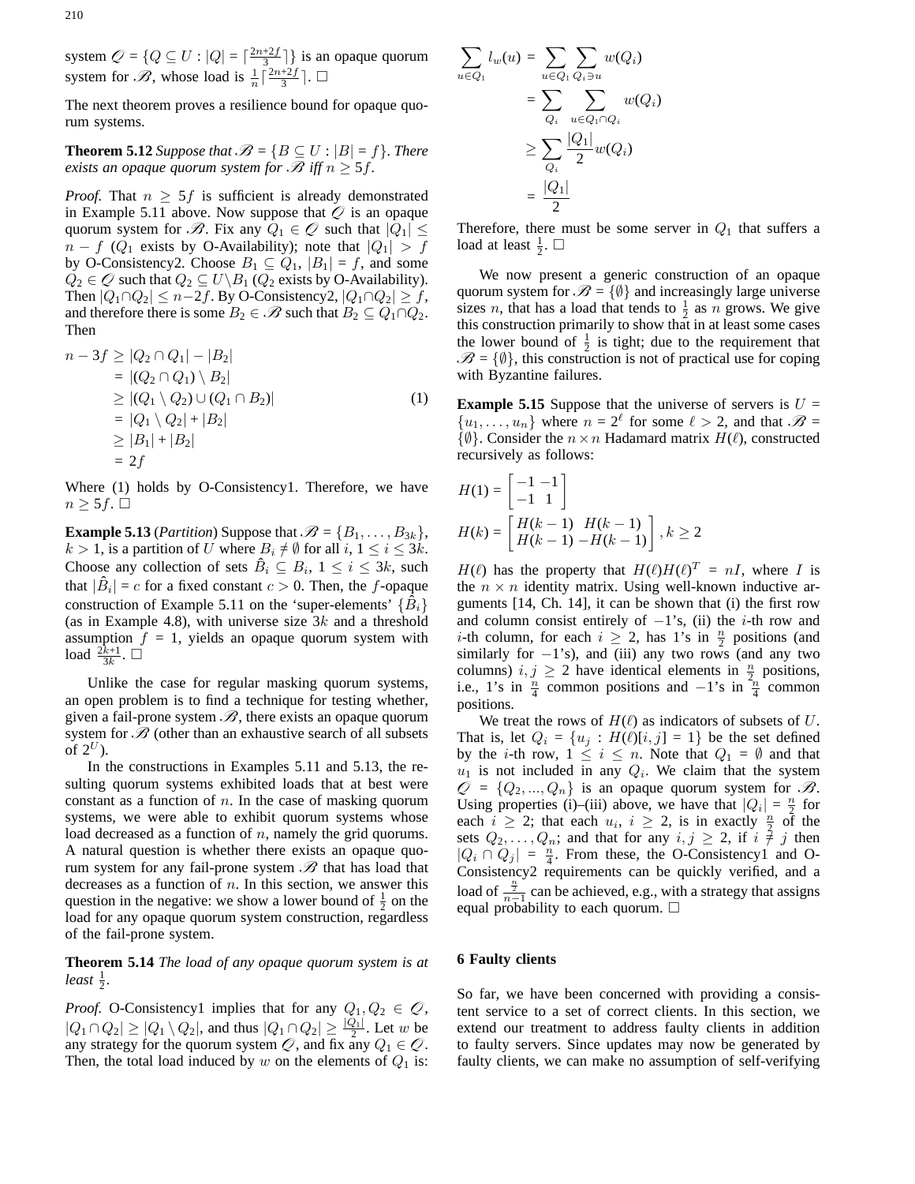system $\mathcal{Q} = \{Q \subseteq U : |Q| = \lceil \frac{2n+2f}{3} \rceil\}$ is an opaque quorum system for $\mathcal{B}$, whose load is $\frac{1}{n}\lceil \frac{2n+2f}{3} \rceil$. □

The next theorem proves a resilience bound for opaque quorum systems.

**Theorem 5.12** *Suppose that $\mathcal{B} = \{B \subseteq U : |B| = f\}$. There exists an opaque quorum system for $\mathcal{B}$ iff $n \geq 5f$.*

*Proof.* That $n \geq 5f$ is sufficient is already demonstrated in Example 5.11 above. Now suppose that $\mathcal{Q}$ is an opaque quorum system for $\mathcal{B}$. Fix any $Q_1 \in \mathcal{Q}$ such that $|Q_1| \leq n - f$ ($Q_1$ exists by O-Availability); note that $|Q_1| > f$ by O-Consistency2. Choose $B_1 \subseteq Q_1$, $|B_1| = f$, and some $Q_2 \in \mathcal{Q}$ such that $Q_2 \subseteq U \setminus B_1$ ($Q_2$ exists by O-Availability). Then $|Q_1 \cap Q_2| \leq n - 2f$. By O-Consistency2, $|Q_1 \cap Q_2| \geq f$, and therefore there is some $B_2 \in \mathcal{B}$ such that $B_2 \subseteq Q_1 \cap Q_2$. Then

$$
\begin{aligned}
n - 3f &\geq |Q_2 \cap Q_1| - |B_2| \\
&= |(Q_2 \cap Q_1) \setminus B_2| \\
&\geq |(Q_1 \setminus Q_2) \cup (Q_1 \cap B_2)| \qquad (1) \\
&= |Q_1 \setminus Q_2| + |B_2| \\
&\geq |B_1| + |B_2| \\
&= 2f
\end{aligned}
$$

Where (1) holds by O-Consistency1. Therefore, we have $n \geq 5f$. □

**Example 5.13** (*Partition*) Suppose that $\mathcal{B} = \{B_1, \ldots, B_{3k}\}$, $k > 1$, is a partition of $U$ where $B_i \neq \emptyset$ for all $i$, $1 \leq i \leq 3k$. Choose any collection of sets $\hat{B}_i \subseteq B_i$, $1 \leq i \leq 3k$, such that $|\hat{B}_i| = c$ for a fixed constant $c > 0$. Then, the $f$-opaque construction of Example 5.11 on the 'super-elements' $\{\hat{B}_i\}$ (as in Example 4.8), with universe size $3k$ and a threshold assumption $f = 1$, yields an opaque quorum system with load $\frac{2k+1}{3k}$. □

Unlike the case for regular masking quorum systems, an open problem is to find a technique for testing whether, given a fail-prone system $\mathcal{B}$, there exists an opaque quorum system for $\mathcal{B}$ (other than an exhaustive search of all subsets of $2^U$).

In the constructions in Examples 5.11 and 5.13, the resulting quorum systems exhibited loads that at best were constant as a function of $n$. In the case of masking quorum systems, we were able to exhibit quorum systems whose load decreased as a function of $n$, namely the grid quorums. A natural question is whether there exists an opaque quorum system for any fail-prone system $\mathcal{B}$ that has load that decreases as a function of $n$. In this section, we answer this question in the negative: we show a lower bound of $\frac{1}{2}$ on the load for any opaque quorum system construction, regardless of the fail-prone system.

**Theorem 5.14** *The load of any opaque quorum system is at least $\frac{1}{2}$.*

*Proof.* O-Consistency1 implies that for any $Q_1, Q_2 \in \mathcal{Q}$, $|Q_1 \cap Q_2| \geq |Q_1 \setminus Q_2|$, and thus $|Q_1 \cap Q_2| \geq \frac{|Q_1|}{2}$. Let $w$ be any strategy for the quorum system $\mathcal{Q}$, and fix any $Q_1 \in \mathcal{Q}$. Then, the total load induced by $w$ on the elements of $Q_1$ is:

$$
\begin{aligned}
\sum_{u \in Q_1} l_w(u) &= \sum_{u \in Q_1} \sum_{Q_i \ni u} w(Q_i) \\
&= \sum_{Q_i} \sum_{u \in Q_1 \cap Q_i} w(Q_i) \\
&\geq \sum_{Q_i} \frac{|Q_1|}{2} w(Q_i) \\
&= \frac{|Q_1|}{2}
\end{aligned}
$$

Therefore, there must be some server in $Q_1$ that suffers a load at least $\frac{1}{2}$. □

We now present a generic construction of an opaque quorum system for $\mathcal{B} = \{\emptyset\}$ and increasingly large universe sizes $n$, that has a load that tends to $\frac{1}{2}$ as $n$ grows. We give this construction primarily to show that in at least some cases the lower bound of $\frac{1}{2}$ is tight; due to the requirement that $\mathcal{B} = \{\emptyset\}$, this construction is not of practical use for coping with Byzantine failures.

**Example 5.15** Suppose that the universe of servers is $U = \{u_1, \ldots, u_n\}$ where $n = 2^\ell$ for some $\ell > 2$, and that $\mathcal{B} = \{\emptyset\}$. Consider the $n \times n$ Hadamard matrix $H(\ell)$, constructed recursively as follows:

$$
H(1) = \begin{bmatrix} -1 & -1 \\ -1 & 1 \end{bmatrix}
$$

$$
H(k) = \begin{bmatrix} H(k-1) & H(k-1) \\ H(k-1) & -H(k-1) \end{bmatrix}, k \geq 2
$$

$H(\ell)$ has the property that $H(\ell)H(\ell)^T = nI$, where $I$ is the $n \times n$ identity matrix. Using well-known inductive arguments [14, Ch. 14], it can be shown that (i) the first row and column consist entirely of $-1$'s, (ii) the $i$-th row and $i$-th column, for each $i \geq 2$, has 1's in $\frac{n}{2}$ positions (and similarly for $-1$'s), and (iii) any two rows (and any two columns) $i, j \geq 2$ have identical elements in $\frac{n}{2}$ positions, i.e., 1's in $\frac{n}{4}$ common positions and $-1$'s in $\frac{n}{4}$ common positions.

We treat the rows of $H(\ell)$ as indicators of subsets of $U$. That is, let $Q_i = \{u_j : H(\ell)[i, j] = 1\}$ be the set defined by the $i$-th row, $1 \leq i \leq n$. Note that $Q_1 = \emptyset$ and that $u_1$ is not included in any $Q_i$. We claim that the system $\mathcal{Q} = \{Q_2, ..., Q_n\}$ is an opaque quorum system for $\mathcal{B}$. Using properties (i)–(iii) above, we have that $|Q_i| = \frac{n}{2}$ for each $i \geq 2$; that each $u_i$, $i \geq 2$, is in exactly $\frac{n}{2}$ of the sets $Q_2, \ldots, Q_n$; and that for any $i, j \geq 2$, if $i \neq j$ then $|Q_i \cap Q_j| = \frac{n}{4}$. From these, the O-Consistency1 and O-Consistency2 requirements can be quickly verified, and a load of $\frac{\frac{n}{2}}{n-1}$ can be achieved, e.g., with a strategy that assigns equal probability to each quorum. □

## 6 Faulty clients

So far, we have been concerned with providing a consistent service to a set of correct clients. In this section, we extend our treatment to address faulty clients in addition to faulty servers. Since updates may now be generated by faulty clients, we can make no assumption of self-verifying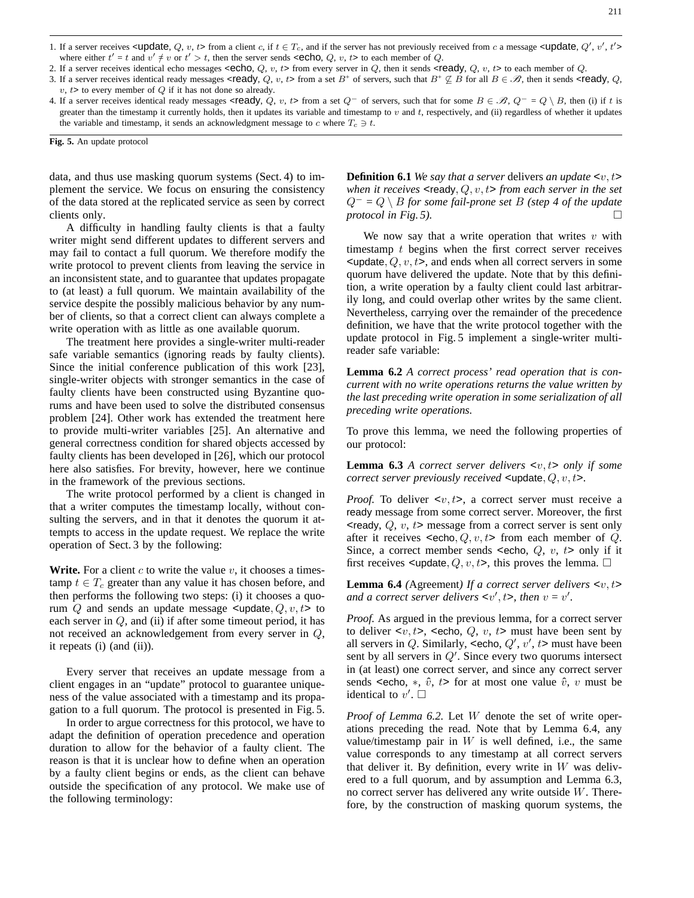1. If a server receives <update, $Q$, $v$, $t$> from a client $c$, if $t \in T_c$, and if the server has not previously received from $c$ a message <update, $Q'$, $v'$, $t'$> where either $t' = t$ and $v' \neq v$ or $t' > t$, then the server sends <echo, $Q$, $v$, $t$> to each member of $Q$.
2. If a server receives identical echo messages <echo, $Q$, $v$, $t$> from every server in $Q$, then it sends <ready, $Q$, $v$, $t$> to each member of $Q$.
3. If a server receives identical ready messages <ready, $Q$, $v$, $t$> from a set $B^+$ of servers, such that $B^+ \not\subseteq B$ for all $B \in \mathscr{B}$, then it sends <ready, $Q$, $v$, $t$> to every member of $Q$ if it has not done so already.
4. If a server receives identical ready messages <ready, $Q$, $v$, $t$> from a set $Q^-$ of servers, such that for some $B \in \mathscr{B}$, $Q^- = Q \setminus B$, then (i) if $t$ is greater than the timestamp it currently holds, then it updates its variable and timestamp to $v$ and $t$, respectively, and (ii) regardless of whether it updates the variable and timestamp, it sends an acknowledgment message to $c$ where $T_c \ni t$.

**Fig. 5.** An update protocol

data, and thus use masking quorum systems (Sect. 4) to implement the service. We focus on ensuring the consistency of the data stored at the replicated service as seen by correct clients only.

A difficulty in handling faulty clients is that a faulty writer might send different updates to different servers and may fail to contact a full quorum. We therefore modify the write protocol to prevent clients from leaving the service in an inconsistent state, and to guarantee that updates propagate to (at least) a full quorum. We maintain availability of the service despite the possibly malicious behavior by any number of clients, so that a correct client can always complete a write operation with as little as one available quorum.

The treatment here provides a single-writer multi-reader safe variable semantics (ignoring reads by faulty clients). Since the initial conference publication of this work [23], single-writer objects with stronger semantics in the case of faulty clients have been constructed using Byzantine quorums and have been used to solve the distributed consensus problem [24]. Other work has extended the treatment here to provide multi-writer variables [25]. An alternative and general correctness condition for shared objects accessed by faulty clients has been developed in [26], which our protocol here also satisfies. For brevity, however, here we continue in the framework of the previous sections.

The write protocol performed by a client is changed in that a writer computes the timestamp locally, without consulting the servers, and in that it denotes the quorum it attempts to access in the update request. We replace the write operation of Sect. 3 by the following:

**Write.** For a client $c$ to write the value $v$, it chooses a timestamp $t \in T_c$ greater than any value it has chosen before, and then performs the following two steps: (i) it chooses a quorum $Q$ and sends an update message <update, $Q, v, t$> to each server in $Q$, and (ii) if after some timeout period, it has not received an acknowledgement from every server in $Q$, it repeats (i) (and (ii)).

Every server that receives an update message from a client engages in an "update" protocol to guarantee uniqueness of the value associated with a timestamp and its propagation to a full quorum. The protocol is presented in Fig. 5.

In order to argue correctness for this protocol, we have to adapt the definition of operation precedence and operation duration to allow for the behavior of a faulty client. The reason is that it is unclear how to define when an operation by a faulty client begins or ends, as the client can behave outside the specification of any protocol. We make use of the following terminology:

**Definition 6.1** *We say that a server* delivers *an update* <$v, t$> *when it receives* <ready, $Q, v, t$> *from each server in the set* $Q^- = Q \setminus B$ *for some fail-prone set* $B$ *(step 4 of the update protocol in Fig. 5).* □

We now say that a write operation that writes $v$ with timestamp $t$ begins when the first correct server receives <update, $Q, v, t$>, and ends when all correct servers in some quorum have delivered the update. Note that by this definition, a write operation by a faulty client could last arbitrarily long, and could overlap other writes by the same client. Nevertheless, carrying over the remainder of the precedence definition, we have that the write protocol together with the update protocol in Fig. 5 implement a single-writer multi-reader safe variable:

**Lemma 6.2** *A correct process' read operation that is concurrent with no write operations returns the value written by the last preceding write operation in some serialization of all preceding write operations.*

To prove this lemma, we need the following properties of our protocol:

**Lemma 6.3** *A correct server delivers* <$v, t$> *only if some correct server previously received* <update, $Q, v, t$>.

*Proof.* To deliver <$v, t$>, a correct server must receive a ready message from some correct server. Moreover, the first <ready, $Q$, $v$, $t$> message from a correct server is sent only after it receives <echo, $Q, v, t$> from each member of $Q$. Since, a correct member sends <echo, $Q$, $v$, $t$> only if it first receives <update, $Q, v, t$>, this proves the lemma. □

**Lemma 6.4** *(*Agreement*) If a correct server delivers* <$v, t$> *and a correct server delivers* <$v', t$>*, then* $v = v'$.

*Proof.* As argued in the previous lemma, for a correct server to deliver <$v, t$>, <echo, $Q$, $v$, $t$> must have been sent by all servers in $Q$. Similarly, <echo, $Q'$, $v'$, $t$> must have been sent by all servers in $Q'$. Since every two quorums intersect in (at least) one correct server, and since any correct server sends <echo, $*$, $\hat{v}$, $t$> for at most one value $\hat{v}$, $v$ must be identical to $v'$. □

*Proof of Lemma 6.2.* Let $W$ denote the set of write operations preceding the read. Note that by Lemma 6.4, any value/timestamp pair in $W$ is well defined, i.e., the same value corresponds to any timestamp at all correct servers that deliver it. By definition, every write in $W$ was delivered to a full quorum, and by assumption and Lemma 6.3, no correct server has delivered any write outside $W$. Therefore, by the construction of masking quorum systems, the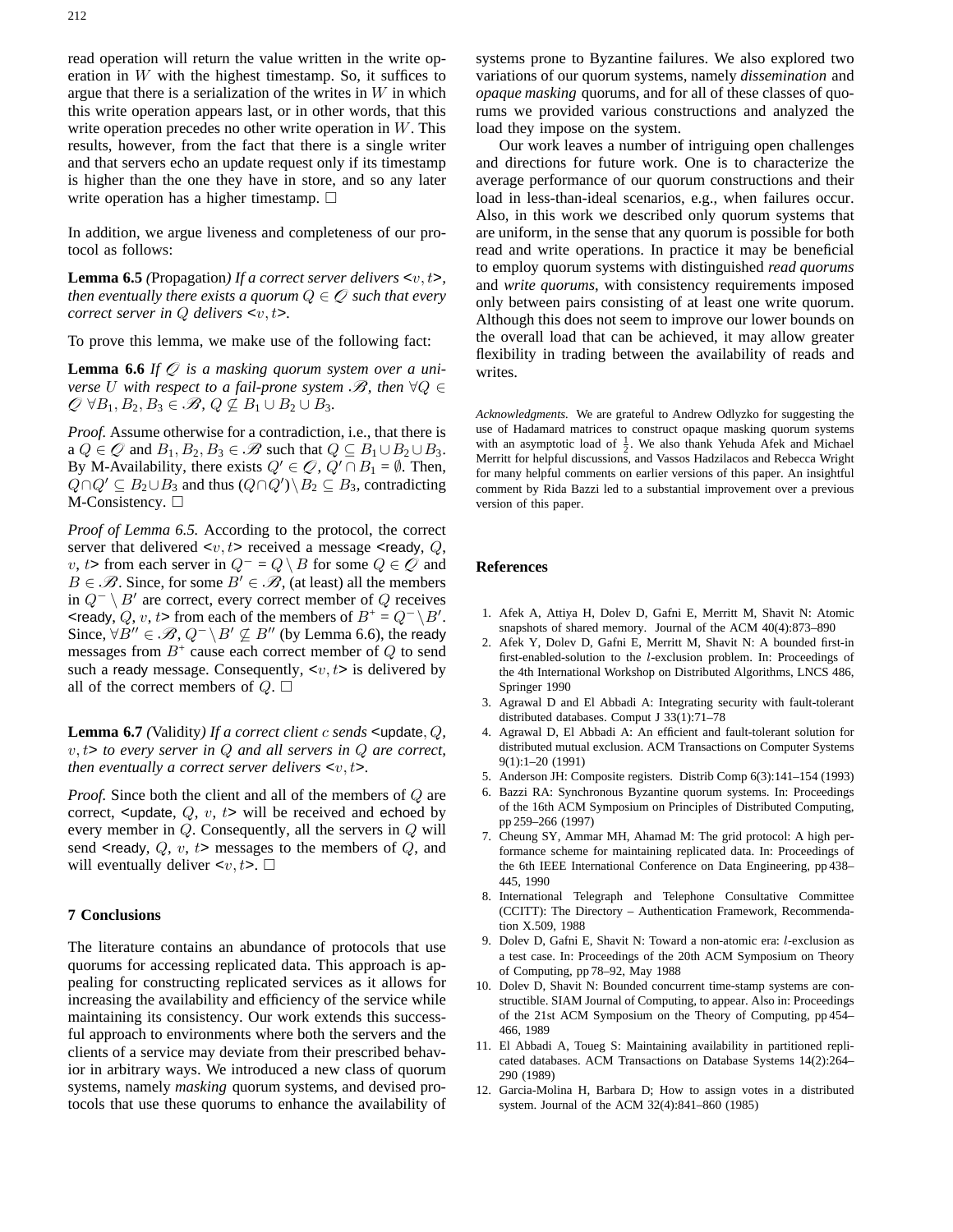read operation will return the value written in the write operation in $W$ with the highest timestamp. So, it suffices to argue that there is a serialization of the writes in $W$ in which this write operation appears last, or in other words, that this write operation precedes no other write operation in $W$. This results, however, from the fact that there is a single writer and that servers echo an update request only if its timestamp is higher than the one they have in store, and so any later write operation has a higher timestamp. □

In addition, we argue liveness and completeness of our protocol as follows:

**Lemma 6.5** *(*Propagation*) If a correct server delivers* $<v, t>$*, then eventually there exists a quorum* $Q \in \mathcal{Q}$ *such that every correct server in* $Q$ *delivers* $<v, t>$.

To prove this lemma, we make use of the following fact:

**Lemma 6.6** *If* $\mathcal{Q}$ *is a masking quorum system over a universe* $U$ *with respect to a fail-prone system* $\mathcal{B}$*, then* $\forall Q \in \mathcal{Q}$ $\forall B_1, B_2, B_3 \in \mathcal{B}$, $Q \not\subseteq B_1 \cup B_2 \cup B_3$.

*Proof.* Assume otherwise for a contradiction, i.e., that there is a $Q \in \mathcal{Q}$ and $B_1, B_2, B_3 \in \mathcal{B}$ such that $Q \subseteq B_1 \cup B_2 \cup B_3$. By M-Availability, there exists $Q' \in \mathcal{Q}$, $Q' \cap B_1 = \emptyset$. Then, $Q \cap Q' \subseteq B_2 \cup B_3$ and thus $(Q \cap Q') \setminus B_2 \subseteq B_3$, contradicting M-Consistency. □

*Proof of Lemma 6.5.* According to the protocol, the correct server that delivered $<v, t>$ received a message <ready, $Q$, $v$, $t$> from each server in $Q^- = Q \setminus B$ for some $Q \in \mathcal{Q}$ and $B \in \mathcal{B}$. Since, for some $B' \in \mathcal{B}$, (at least) all the members in $Q^- \setminus B'$ are correct, every correct member of $Q$ receives <ready, $Q$, $v$, $t$> from each of the members of $B^+ = Q^- \setminus B'$. Since, $\forall B'' \in \mathcal{B}$, $Q^- \setminus B' \not\subseteq B''$ (by Lemma 6.6), the ready messages from $B^+$ cause each correct member of $Q$ to send such a ready message. Consequently, $<v, t>$ is delivered by all of the correct members of $Q$. □

**Lemma 6.7** *(*Validity*) If a correct client* $c$ *sends* <update, $Q$, $v$, $t$> *to every server in* $Q$ *and all servers in* $Q$ *are correct, then eventually a correct server delivers* $<v, t>$.

*Proof.* Since both the client and all of the members of $Q$ are correct, <update, $Q$, $v$, $t$> will be received and echoed by every member in $Q$. Consequently, all the servers in $Q$ will send <ready, $Q$, $v$, $t$> messages to the members of $Q$, and will eventually deliver $<v, t>$. □

## 7 Conclusions

The literature contains an abundance of protocols that use quorums for accessing replicated data. This approach is appealing for constructing replicated services as it allows for increasing the availability and efficiency of the service while maintaining its consistency. Our work extends this successful approach to environments where both the servers and the clients of a service may deviate from their prescribed behavior in arbitrary ways. We introduced a new class of quorum systems, namely *masking* quorum systems, and devised protocols that use these quorums to enhance the availability of systems prone to Byzantine failures. We also explored two variations of our quorum systems, namely *dissemination* and *opaque masking* quorums, and for all of these classes of quorums we provided various constructions and analyzed the load they impose on the system.

Our work leaves a number of intriguing open challenges and directions for future work. One is to characterize the average performance of our quorum constructions and their load in less-than-ideal scenarios, e.g., when failures occur. Also, in this work we described only quorum systems that are uniform, in the sense that any quorum is possible for both read and write operations. In practice it may be beneficial to employ quorum systems with distinguished *read quorums* and *write quorums*, with consistency requirements imposed only between pairs consisting of at least one write quorum. Although this does not seem to improve our lower bounds on the overall load that can be achieved, it may allow greater flexibility in trading between the availability of reads and writes.

*Acknowledgments.* We are grateful to Andrew Odlyzko for suggesting the use of Hadamard matrices to construct opaque masking quorum systems with an asymptotic load of $\frac{1}{2}$. We also thank Yehuda Afek and Michael Merritt for helpful discussions, and Vassos Hadzilacos and Rebecca Wright for many helpful comments on earlier versions of this paper. An insightful comment by Rida Bazzi led to a substantial improvement over a previous version of this paper.

## References

1. Afek A, Attiya H, Dolev D, Gafni E, Merritt M, Shavit N: Atomic snapshots of shared memory. Journal of the ACM 40(4):873–890
2. Afek Y, Dolev D, Gafni E, Merritt M, Shavit N: A bounded first-in first-enabled-solution to the $l$-exclusion problem. In: Proceedings of the 4th International Workshop on Distributed Algorithms, LNCS 486, Springer 1990
3. Agrawal D and El Abbadi A: Integrating security with fault-tolerant distributed databases. Comput J 33(1):71–78
4. Agrawal D, El Abbadi A: An efficient and fault-tolerant solution for distributed mutual exclusion. ACM Transactions on Computer Systems 9(1):1–20 (1991)
5. Anderson JH: Composite registers. Distrib Comp 6(3):141–154 (1993)
6. Bazzi RA: Synchronous Byzantine quorum systems. In: Proceedings of the 16th ACM Symposium on Principles of Distributed Computing, pp 259–266 (1997)
7. Cheung SY, Ammar MH, Ahamad M: The grid protocol: A high performance scheme for maintaining replicated data. In: Proceedings of the 6th IEEE International Conference on Data Engineering, pp 438–445, 1990
8. International Telegraph and Telephone Consultative Committee (CCITT): The Directory – Authentication Framework, Recommendation X.509, 1988
9. Dolev D, Gafni E, Shavit N: Toward a non-atomic era: $l$-exclusion as a test case. In: Proceedings of the 20th ACM Symposium on Theory of Computing, pp 78–92, May 1988
10. Dolev D, Shavit N: Bounded concurrent time-stamp systems are constructible. SIAM Journal of Computing, to appear. Also in: Proceedings of the 21st ACM Symposium on the Theory of Computing, pp 454–466, 1989
11. El Abbadi A, Toueg S: Maintaining availability in partitioned replicated databases. ACM Transactions on Database Systems 14(2):264–290 (1989)
12. Garcia-Molina H, Barbara D; How to assign votes in a distributed system. Journal of the ACM 32(4):841–860 (1985)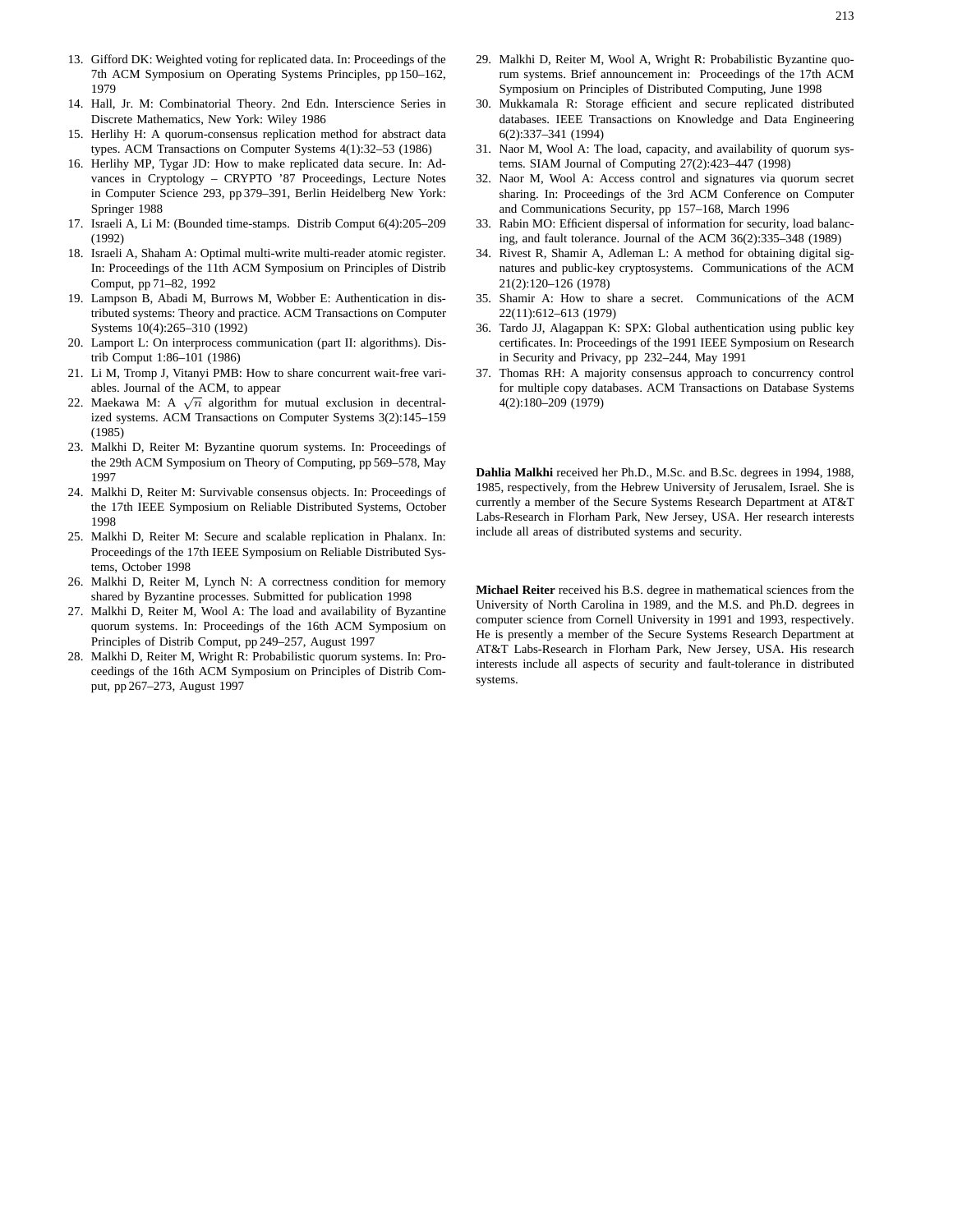13. Gifford DK: Weighted voting for replicated data. In: Proceedings of the 7th ACM Symposium on Operating Systems Principles, pp 150–162, 1979
14. Hall, Jr. M: Combinatorial Theory. 2nd Edn. Interscience Series in Discrete Mathematics, New York: Wiley 1986
15. Herlihy H: A quorum-consensus replication method for abstract data types. ACM Transactions on Computer Systems 4(1):32–53 (1986)
16. Herlihy MP, Tygar JD: How to make replicated data secure. In: Advances in Cryptology – CRYPTO '87 Proceedings, Lecture Notes in Computer Science 293, pp 379–391, Berlin Heidelberg New York: Springer 1988
17. Israeli A, Li M: (Bounded time-stamps. Distrib Comput 6(4):205–209 (1992)
18. Israeli A, Shaham A: Optimal multi-write multi-reader atomic register. In: Proceedings of the 11th ACM Symposium on Principles of Distrib Comput, pp 71–82, 1992
19. Lampson B, Abadi M, Burrows M, Wobber E: Authentication in distributed systems: Theory and practice. ACM Transactions on Computer Systems 10(4):265–310 (1992)
20. Lamport L: On interprocess communication (part II: algorithms). Distrib Comput 1:86–101 (1986)
21. Li M, Tromp J, Vitanyi PMB: How to share concurrent wait-free variables. Journal of the ACM, to appear
22. Maekawa M: A $\sqrt{n}$ algorithm for mutual exclusion in decentralized systems. ACM Transactions on Computer Systems 3(2):145–159 (1985)
23. Malkhi D, Reiter M: Byzantine quorum systems. In: Proceedings of the 29th ACM Symposium on Theory of Computing, pp 569–578, May 1997
24. Malkhi D, Reiter M: Survivable consensus objects. In: Proceedings of the 17th IEEE Symposium on Reliable Distributed Systems, October 1998
25. Malkhi D, Reiter M: Secure and scalable replication in Phalanx. In: Proceedings of the 17th IEEE Symposium on Reliable Distributed Systems, October 1998
26. Malkhi D, Reiter M, Lynch N: A correctness condition for memory shared by Byzantine processes. Submitted for publication 1998
27. Malkhi D, Reiter M, Wool A: The load and availability of Byzantine quorum systems. In: Proceedings of the 16th ACM Symposium on Principles of Distrib Comput, pp 249–257, August 1997
28. Malkhi D, Reiter M, Wright R: Probabilistic quorum systems. In: Proceedings of the 16th ACM Symposium on Principles of Distrib Comput, pp 267–273, August 1997
29. Malkhi D, Reiter M, Wool A, Wright R: Probabilistic Byzantine quorum systems. Brief announcement in: Proceedings of the 17th ACM Symposium on Principles of Distributed Computing, June 1998
30. Mukkamala R: Storage efficient and secure replicated distributed databases. IEEE Transactions on Knowledge and Data Engineering 6(2):337–341 (1994)
31. Naor M, Wool A: The load, capacity, and availability of quorum systems. SIAM Journal of Computing 27(2):423–447 (1998)
32. Naor M, Wool A: Access control and signatures via quorum secret sharing. In: Proceedings of the 3rd ACM Conference on Computer and Communications Security, pp 157–168, March 1996
33. Rabin MO: Efficient dispersal of information for security, load balancing, and fault tolerance. Journal of the ACM 36(2):335–348 (1989)
34. Rivest R, Shamir A, Adleman L: A method for obtaining digital signatures and public-key cryptosystems. Communications of the ACM 21(2):120–126 (1978)
35. Shamir A: How to share a secret. Communications of the ACM 22(11):612–613 (1979)
36. Tardo JJ, Alagappan K: SPX: Global authentication using public key certificates. In: Proceedings of the 1991 IEEE Symposium on Research in Security and Privacy, pp 232–244, May 1991
37. Thomas RH: A majority consensus approach to concurrency control for multiple copy databases. ACM Transactions on Database Systems 4(2):180–209 (1979)

**Dahlia Malkhi** received her Ph.D., M.Sc. and B.Sc. degrees in 1994, 1988, 1985, respectively, from the Hebrew University of Jerusalem, Israel. She is currently a member of the Secure Systems Research Department at AT&T Labs-Research in Florham Park, New Jersey, USA. Her research interests include all areas of distributed systems and security.

**Michael Reiter** received his B.S. degree in mathematical sciences from the University of North Carolina in 1989, and the M.S. and Ph.D. degrees in computer science from Cornell University in 1991 and 1993, respectively. He is presently a member of the Secure Systems Research Department at AT&T Labs-Research in Florham Park, New Jersey, USA. His research interests include all aspects of security and fault-tolerance in distributed systems.